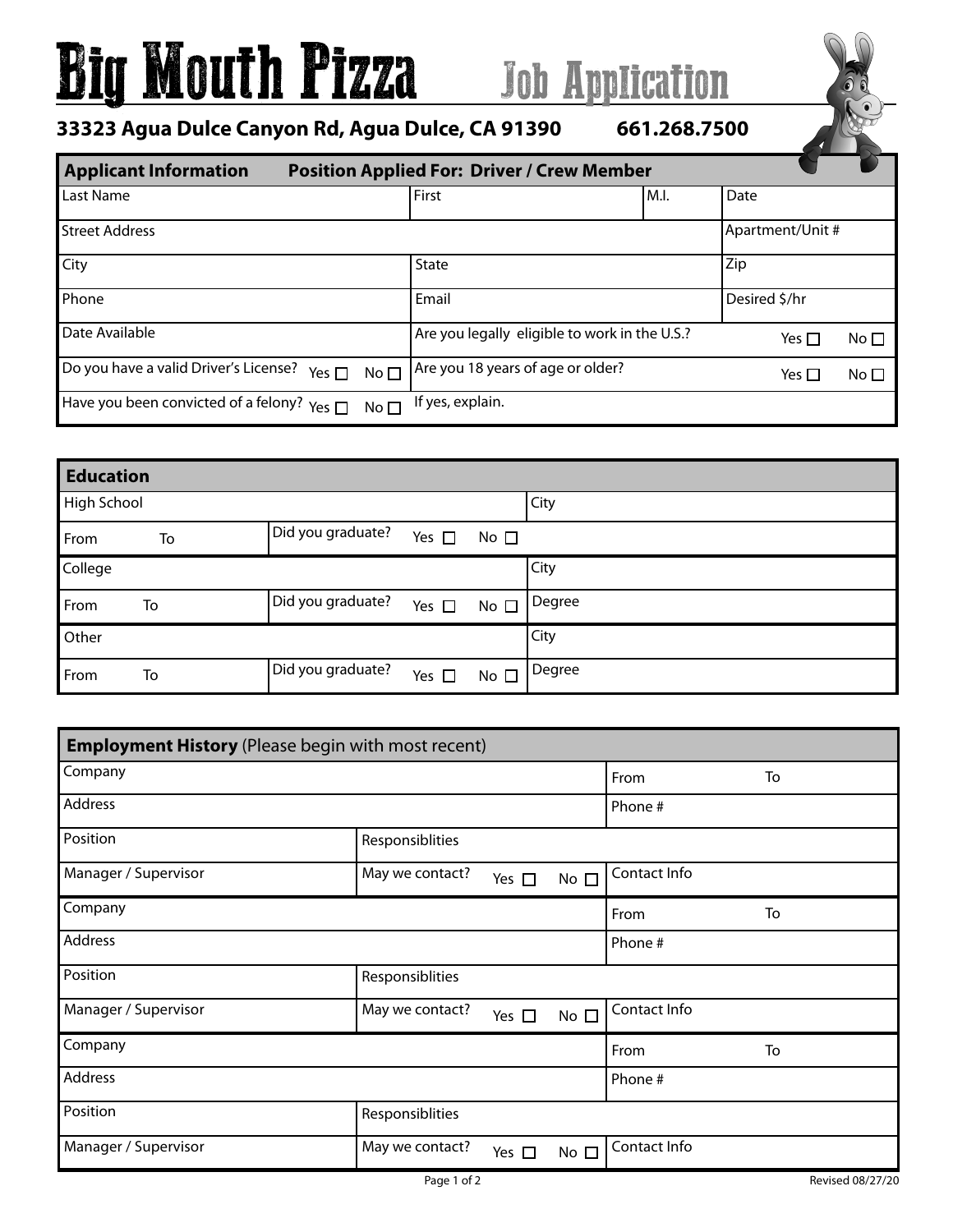# Big Mouth Pizza Job Application

**33323 Agua Dulce Canyon Rd, Agua Dulce, CA 91390 661.268.7500**

| **Applicant Information** | **Position Applied For: Driver / Crew Member** | | |
|---|---|---|---|
| Last Name | First | M.I. | Date |
| Street Address | | | Apartment/Unit # |
| City | State | | Zip |
| Phone | Email | | Desired $/hr |
| Date Available | Are you legally eligible to work in the U.S.? | | Yes ☐ No ☐ |
| Do you have a valid Driver's License? Yes ☐ No ☐ | Are you 18 years of age or older? | | Yes ☐ No ☐ |
| Have you been convicted of a felony? Yes ☐ No ☐ | If yes, explain. | | |

| **Education** | | |
|---|---|---|
| High School | | City |
| From To | Did you graduate? Yes ☐ No ☐ | |
| College | | City |
| From To | Did you graduate? Yes ☐ No ☐ | Degree |
| Other | | City |
| From To | Did you graduate? Yes ☐ No ☐ | Degree |

| **Employment History** (Please begin with most recent) | | |
|---|---|---|
| Company | | From To |
| Address | | Phone # |
| Position | Responsiblities | |
| Manager / Supervisor | May we contact? Yes ☐ No ☐ | Contact Info |
| Company | | From To |
| Address | | Phone # |
| Position | Responsiblities | |
| Manager / Supervisor | May we contact? Yes ☐ No ☐ | Contact Info |
| Company | | From To |
| Address | | Phone # |
| Position | Responsiblities | |
| Manager / Supervisor | May we contact? Yes ☐ No ☐ | Contact Info |

Revised 08/27/20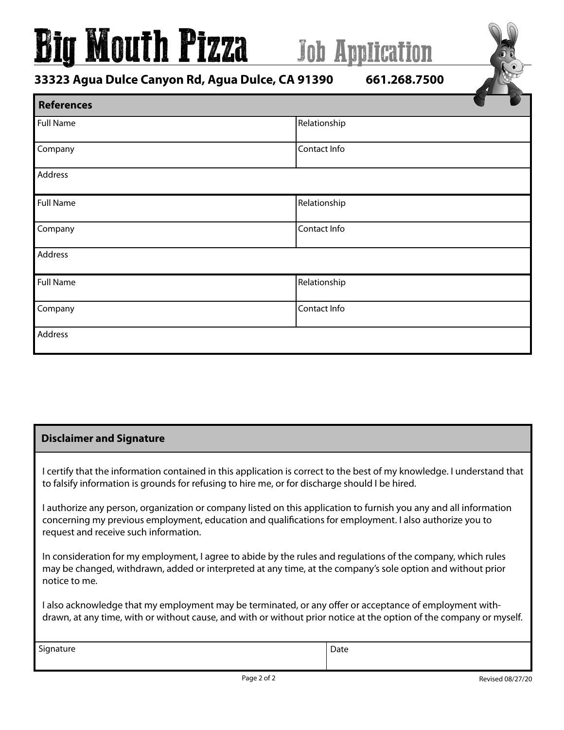# Big Mouth Pizza Job Application

**33323 Agua Dulce Canyon Rd, Agua Dulce, CA 91390 661.268.7500**

## References

| | |
|---|---|
| Full Name | Relationship |
| Company | Contact Info |
| Address | |
| Full Name | Relationship |
| Company | Contact Info |
| Address | |
| Full Name | Relationship |
| Company | Contact Info |
| Address | |

## Disclaimer and Signature

I certify that the information contained in this application is correct to the best of my knowledge. I understand that to falsify information is grounds for refusing to hire me, or for discharge should I be hired.

I authorize any person, organization or company listed on this application to furnish you any and all information concerning my previous employment, education and qualifications for employment. I also authorize you to request and receive such information.

In consideration for my employment, I agree to abide by the rules and regulations of the company, which rules may be changed, withdrawn, added or interpreted at any time, at the company's sole option and without prior notice to me.

I also acknowledge that my employment may be terminated, or any offer or acceptance of employment withdrawn, at any time, with or without cause, and with or without prior notice at the option of the company or myself.

| | |
|---|---|
| Signature | Date |

Revised 08/27/20